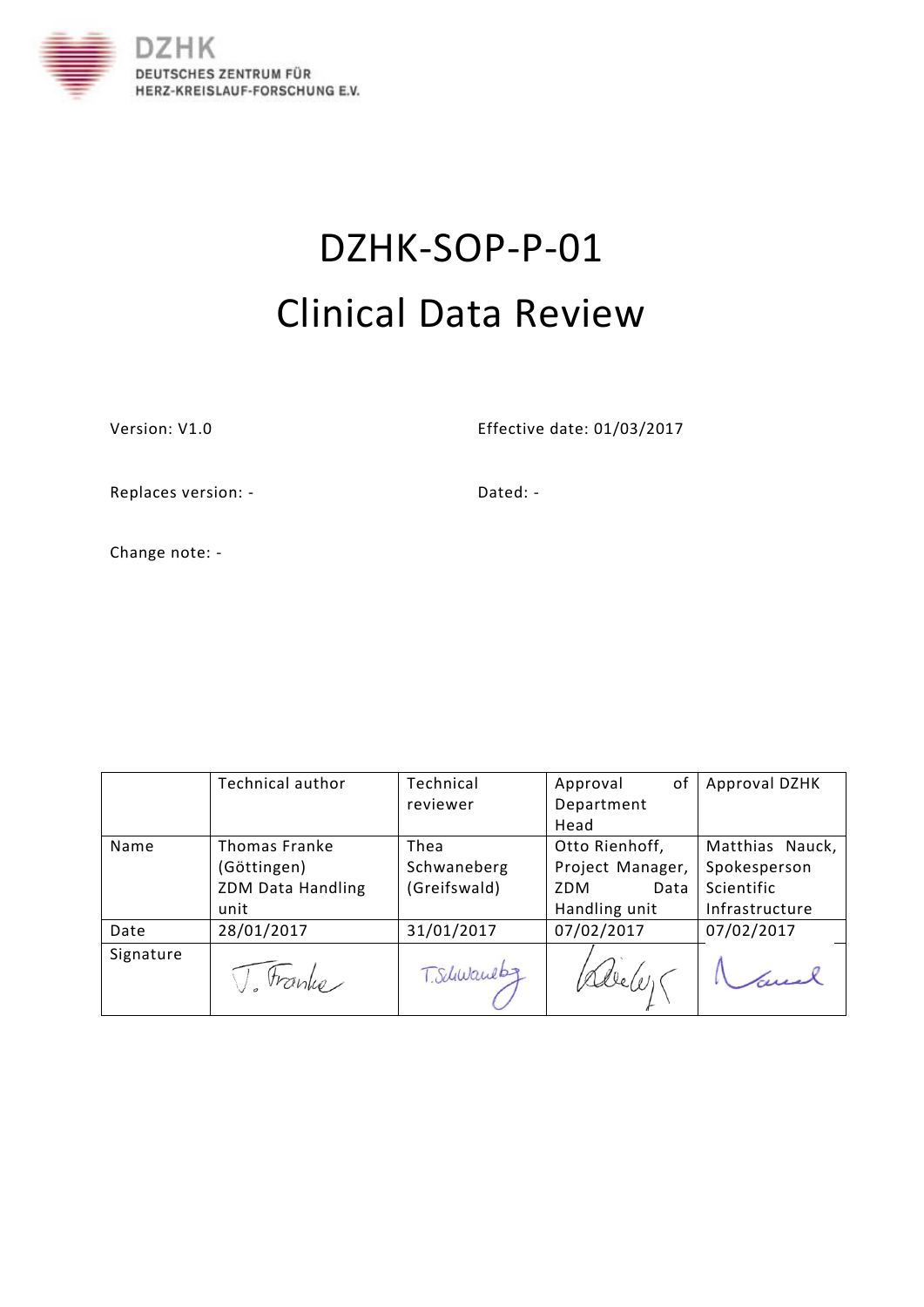DZHK
DEUTSCHES ZENTRUM FÜR
HERZ-KREISLAUF-FORSCHUNG E.V.

# DZHK-SOP-P-01
# Clinical Data Review

Version: V1.0

Effective date: 01/03/2017

Replaces version: -

Dated: -

Change note: -

| | Technical author | Technical reviewer | Approval of Department Head | Approval DZHK |
|---|---|---|---|---|
| Name | Thomas Franke (Göttingen) ZDM Data Handling unit | Thea Schwaneberg (Greifswald) | Otto Rienhoff, Project Manager, ZDM Data Handling unit | Matthias Nauck, Spokesperson Scientific Infrastructure |
| Date | 28/01/2017 | 31/01/2017 | 07/02/2017 | 07/02/2017 |
| Signature | T. Franke | T. Schwaneberg | [signature] | Nauck |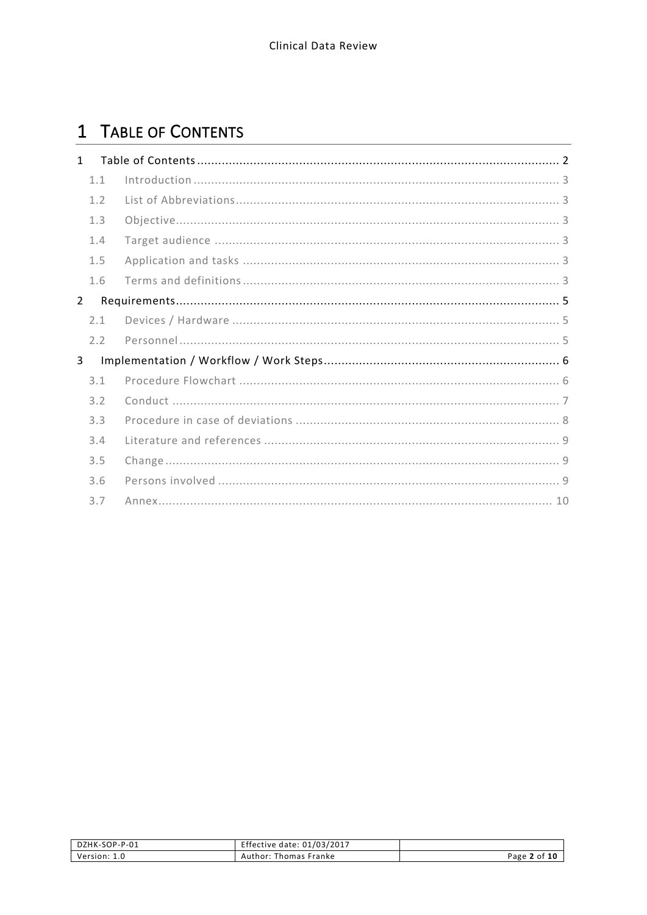# 1 Table of Contents

1 Table of Contents ........ 2
- 1.1 Introduction ........ 3
- 1.2 List of Abbreviations ........ 3
- 1.3 Objective ........ 3
- 1.4 Target audience ........ 3
- 1.5 Application and tasks ........ 3
- 1.6 Terms and definitions ........ 3

2 Requirements ........ 5
- 2.1 Devices / Hardware ........ 5
- 2.2 Personnel ........ 5

3 Implementation / Workflow / Work Steps ........ 6
- 3.1 Procedure Flowchart ........ 6
- 3.2 Conduct ........ 7
- 3.3 Procedure in case of deviations ........ 8
- 3.4 Literature and references ........ 9
- 3.5 Change ........ 9
- 3.6 Persons involved ........ 9
- 3.7 Annex ........ 10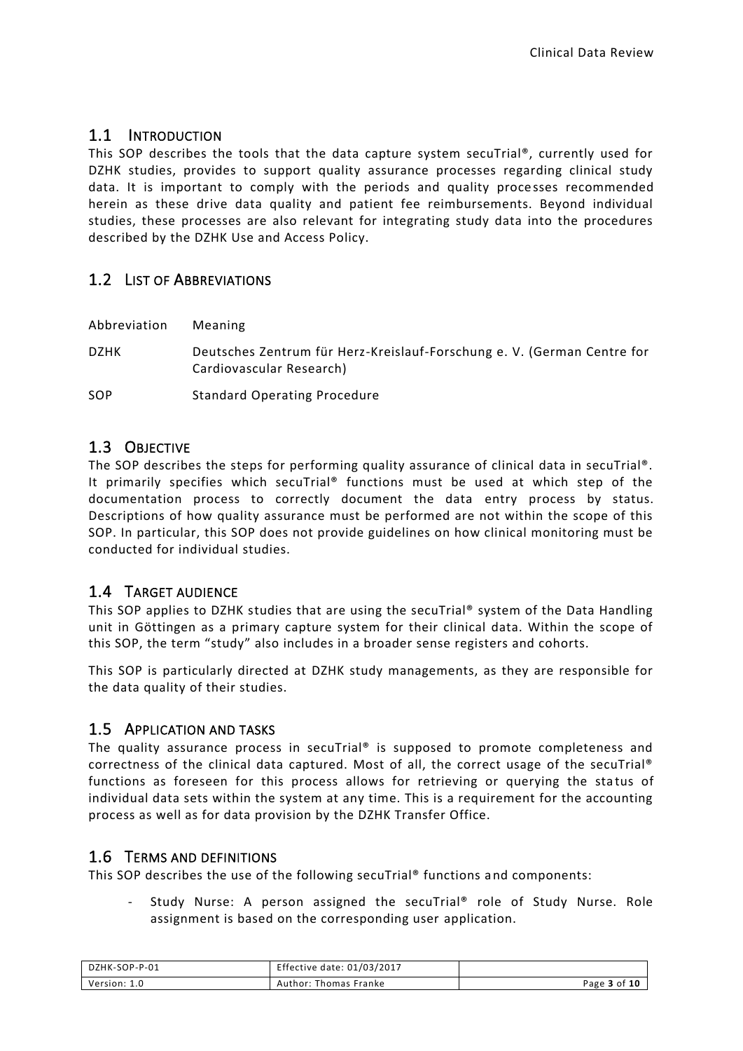## 1.1 Introduction

This SOP describes the tools that the data capture system secuTrial®, currently used for DZHK studies, provides to support quality assurance processes regarding clinical study data. It is important to comply with the periods and quality processes recommended herein as these drive data quality and patient fee reimbursements. Beyond individual studies, these processes are also relevant for integrating study data into the procedures described by the DZHK Use and Access Policy.

## 1.2 List of Abbreviations

| Abbreviation | Meaning |
|---|---|
| DZHK | Deutsches Zentrum für Herz-Kreislauf-Forschung e. V. (German Centre for Cardiovascular Research) |
| SOP | Standard Operating Procedure |

## 1.3 Objective

The SOP describes the steps for performing quality assurance of clinical data in secuTrial®. It primarily specifies which secuTrial® functions must be used at which step of the documentation process to correctly document the data entry process by status. Descriptions of how quality assurance must be performed are not within the scope of this SOP. In particular, this SOP does not provide guidelines on how clinical monitoring must be conducted for individual studies.

## 1.4 Target audience

This SOP applies to DZHK studies that are using the secuTrial® system of the Data Handling unit in Göttingen as a primary capture system for their clinical data. Within the scope of this SOP, the term "study" also includes in a broader sense registers and cohorts.

This SOP is particularly directed at DZHK study managements, as they are responsible for the data quality of their studies.

## 1.5 Application and tasks

The quality assurance process in secuTrial® is supposed to promote completeness and correctness of the clinical data captured. Most of all, the correct usage of the secuTrial® functions as foreseen for this process allows for retrieving or querying the status of individual data sets within the system at any time. This is a requirement for the accounting process as well as for data provision by the DZHK Transfer Office.

## 1.6 Terms and definitions

This SOP describes the use of the following secuTrial® functions and components:

- Study Nurse: A person assigned the secuTrial® role of Study Nurse. Role assignment is based on the corresponding user application.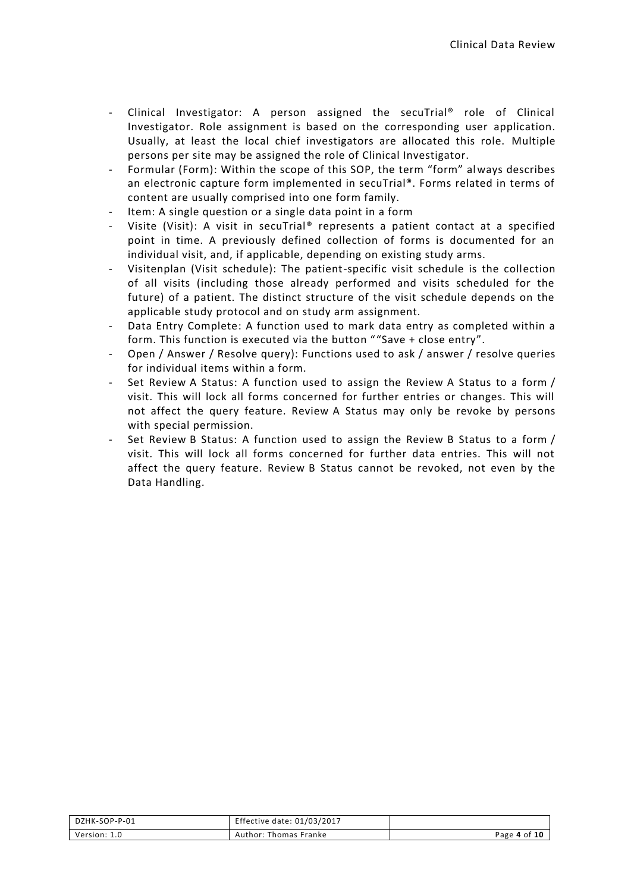- Clinical Investigator: A person assigned the secuTrial® role of Clinical Investigator. Role assignment is based on the corresponding user application. Usually, at least the local chief investigators are allocated this role. Multiple persons per site may be assigned the role of Clinical Investigator.
- Formular (Form): Within the scope of this SOP, the term "form" always describes an electronic capture form implemented in secuTrial®. Forms related in terms of content are usually comprised into one form family.
- Item: A single question or a single data point in a form
- Visite (Visit): A visit in secuTrial® represents a patient contact at a specified point in time. A previously defined collection of forms is documented for an individual visit, and, if applicable, depending on existing study arms.
- Visitenplan (Visit schedule): The patient-specific visit schedule is the collection of all visits (including those already performed and visits scheduled for the future) of a patient. The distinct structure of the visit schedule depends on the applicable study protocol and on study arm assignment.
- Data Entry Complete: A function used to mark data entry as completed within a form. This function is executed via the button ""Save + close entry".
- Open / Answer / Resolve query): Functions used to ask / answer / resolve queries for individual items within a form.
- Set Review A Status: A function used to assign the Review A Status to a form / visit. This will lock all forms concerned for further entries or changes. This will not affect the query feature. Review A Status may only be revoke by persons with special permission.
- Set Review B Status: A function used to assign the Review B Status to a form / visit. This will lock all forms concerned for further data entries. This will not affect the query feature. Review B Status cannot be revoked, not even by the Data Handling.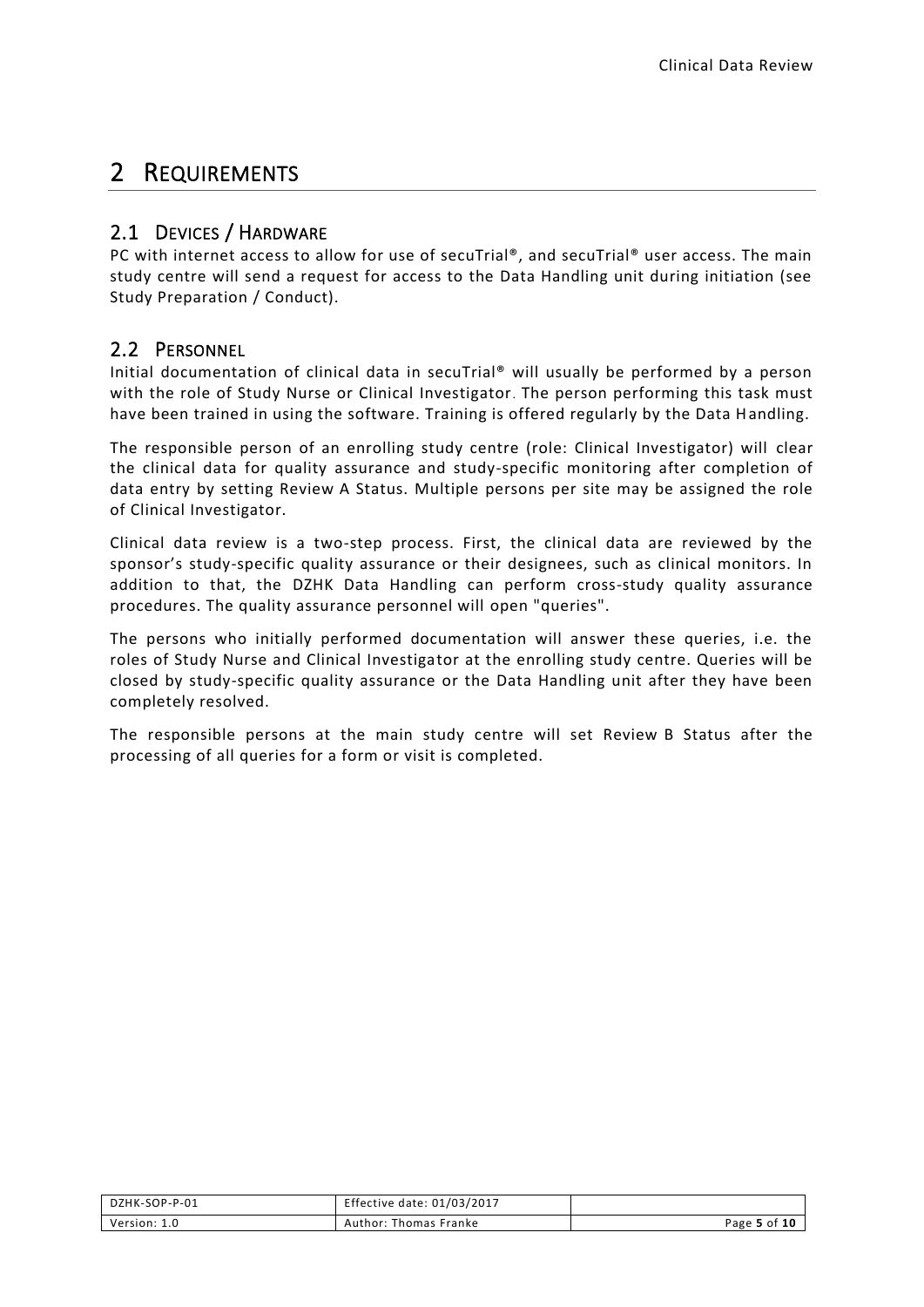# 2 REQUIREMENTS

## 2.1 DEVICES / HARDWARE

PC with internet access to allow for use of secuTrial®, and secuTrial® user access. The main study centre will send a request for access to the Data Handling unit during initiation (see Study Preparation / Conduct).

## 2.2 PERSONNEL

Initial documentation of clinical data in secuTrial® will usually be performed by a person with the role of Study Nurse or Clinical Investigator. The person performing this task must have been trained in using the software. Training is offered regularly by the Data Handling.

The responsible person of an enrolling study centre (role: Clinical Investigator) will clear the clinical data for quality assurance and study-specific monitoring after completion of data entry by setting Review A Status. Multiple persons per site may be assigned the role of Clinical Investigator.

Clinical data review is a two-step process. First, the clinical data are reviewed by the sponsor's study-specific quality assurance or their designees, such as clinical monitors. In addition to that, the DZHK Data Handling can perform cross-study quality assurance procedures. The quality assurance personnel will open "queries".

The persons who initially performed documentation will answer these queries, i.e. the roles of Study Nurse and Clinical Investigator at the enrolling study centre. Queries will be closed by study-specific quality assurance or the Data Handling unit after they have been completely resolved.

The responsible persons at the main study centre will set Review B Status after the processing of all queries for a form or visit is completed.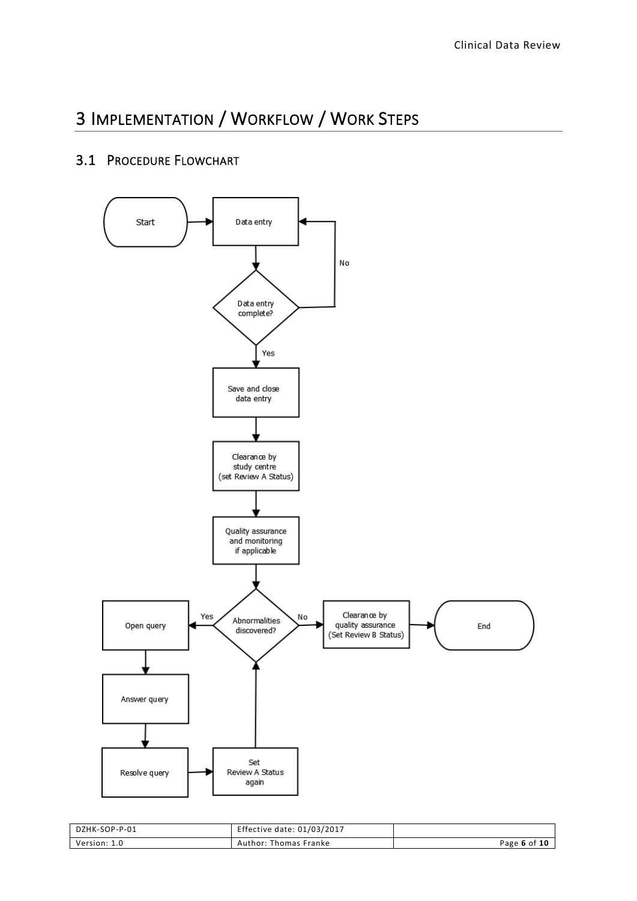# 3 Implementation / Workflow / Work Steps

## 3.1 Procedure Flowchart

Start

Data entry

Data entry complete?

No

Yes

Save and close data entry

Clearance by study centre (set Review A Status)

Quality assurance and monitoring if applicable

Abnormalities discovered?

Yes

No

Clearance by quality assurance (Set Review B Status)

End

Open query

Answer query

Resolve query

Set Review A Status again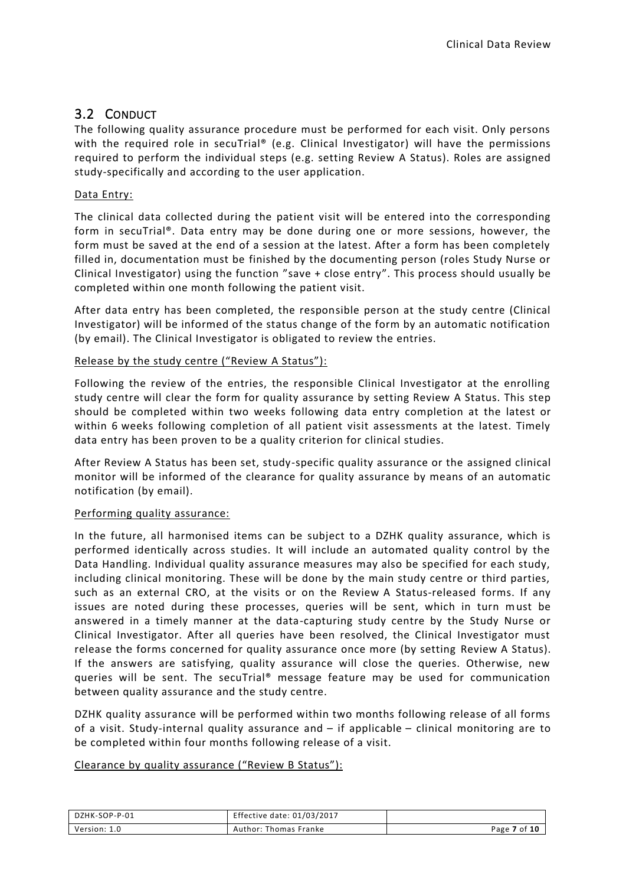## 3.2 Conduct

The following quality assurance procedure must be performed for each visit. Only persons with the required role in secuTrial® (e.g. Clinical Investigator) will have the permissions required to perform the individual steps (e.g. setting Review A Status). Roles are assigned study-specifically and according to the user application.

Data Entry:

The clinical data collected during the patient visit will be entered into the corresponding form in secuTrial®. Data entry may be done during one or more sessions, however, the form must be saved at the end of a session at the latest. After a form has been completely filled in, documentation must be finished by the documenting person (roles Study Nurse or Clinical Investigator) using the function "save + close entry". This process should usually be completed within one month following the patient visit.

After data entry has been completed, the responsible person at the study centre (Clinical Investigator) will be informed of the status change of the form by an automatic notification (by email). The Clinical Investigator is obligated to review the entries.

Release by the study centre ("Review A Status"):

Following the review of the entries, the responsible Clinical Investigator at the enrolling study centre will clear the form for quality assurance by setting Review A Status. This step should be completed within two weeks following data entry completion at the latest or within 6 weeks following completion of all patient visit assessments at the latest. Timely data entry has been proven to be a quality criterion for clinical studies.

After Review A Status has been set, study-specific quality assurance or the assigned clinical monitor will be informed of the clearance for quality assurance by means of an automatic notification (by email).

Performing quality assurance:

In the future, all harmonised items can be subject to a DZHK quality assurance, which is performed identically across studies. It will include an automated quality control by the Data Handling. Individual quality assurance measures may also be specified for each study, including clinical monitoring. These will be done by the main study centre or third parties, such as an external CRO, at the visits or on the Review A Status-released forms. If any issues are noted during these processes, queries will be sent, which in turn must be answered in a timely manner at the data-capturing study centre by the Study Nurse or Clinical Investigator. After all queries have been resolved, the Clinical Investigator must release the forms concerned for quality assurance once more (by setting Review A Status). If the answers are satisfying, quality assurance will close the queries. Otherwise, new queries will be sent. The secuTrial® message feature may be used for communication between quality assurance and the study centre.

DZHK quality assurance will be performed within two months following release of all forms of a visit. Study-internal quality assurance and – if applicable – clinical monitoring are to be completed within four months following release of a visit.

Clearance by quality assurance ("Review B Status"):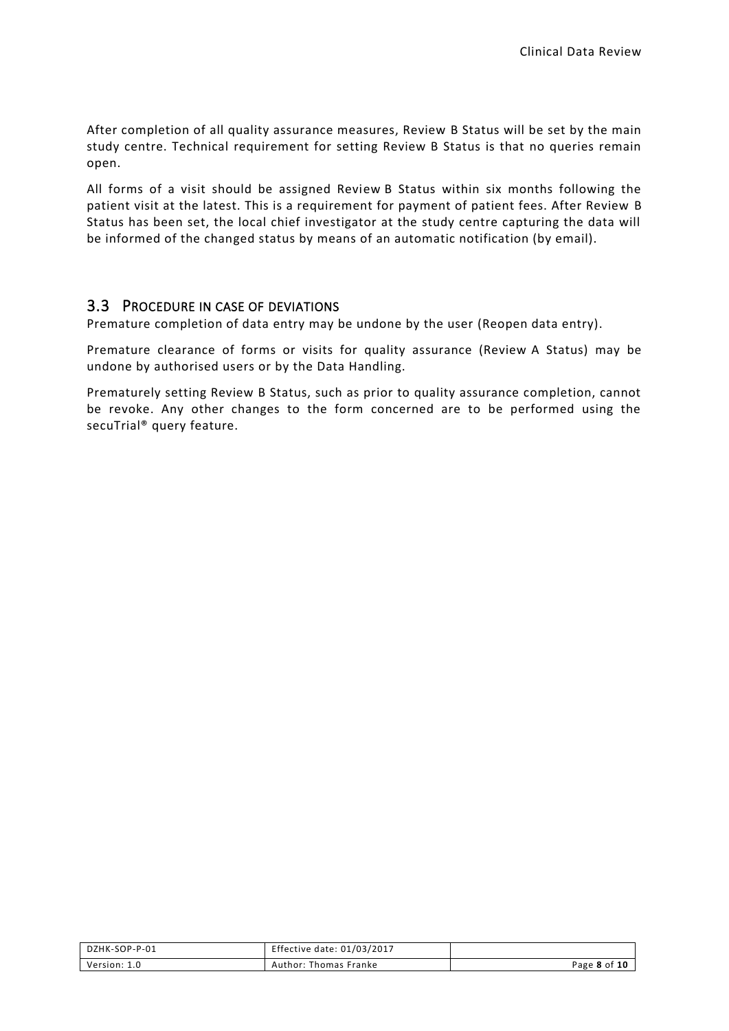After completion of all quality assurance measures, Review B Status will be set by the main study centre. Technical requirement for setting Review B Status is that no queries remain open.

All forms of a visit should be assigned Review B Status within six months following the patient visit at the latest. This is a requirement for payment of patient fees. After Review B Status has been set, the local chief investigator at the study centre capturing the data will be informed of the changed status by means of an automatic notification (by email).

## 3.3 Procedure in case of deviations

Premature completion of data entry may be undone by the user (Reopen data entry).

Premature clearance of forms or visits for quality assurance (Review A Status) may be undone by authorised users or by the Data Handling.

Prematurely setting Review B Status, such as prior to quality assurance completion, cannot be revoke. Any other changes to the form concerned are to be performed using the secuTrial® query feature.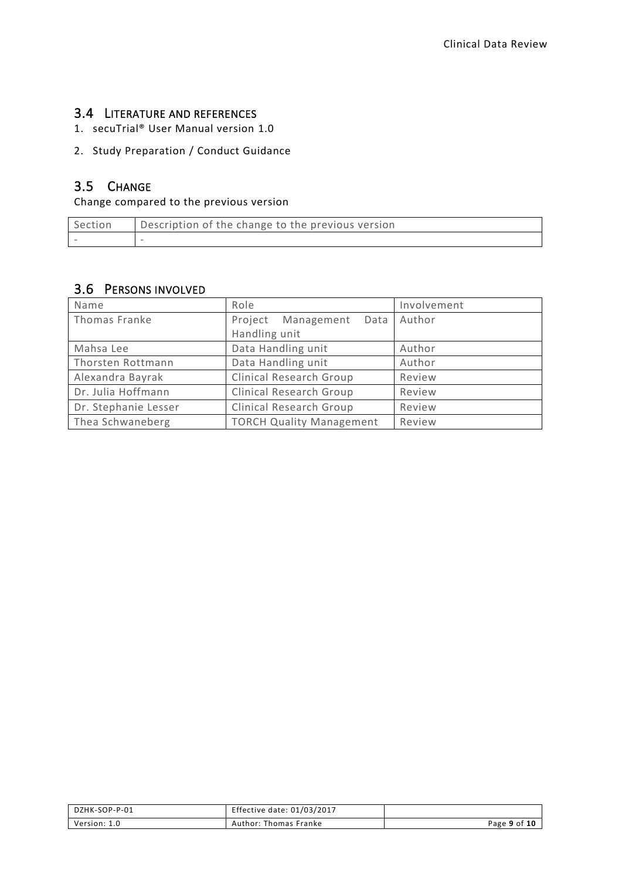## 3.4 Literature and references

1. secuTrial® User Manual version 1.0
2. Study Preparation / Conduct Guidance

## 3.5 Change

Change compared to the previous version

| Section | Description of the change to the previous version |
|---|---|
| - | - |

## 3.6 Persons involved

| Name | Role | Involvement |
|---|---|---|
| Thomas Franke | Project Management Data Handling unit | Author |
| Mahsa Lee | Data Handling unit | Author |
| Thorsten Rottmann | Data Handling unit | Author |
| Alexandra Bayrak | Clinical Research Group | Review |
| Dr. Julia Hoffmann | Clinical Research Group | Review |
| Dr. Stephanie Lesser | Clinical Research Group | Review |
| Thea Schwaneberg | TORCH Quality Management | Review |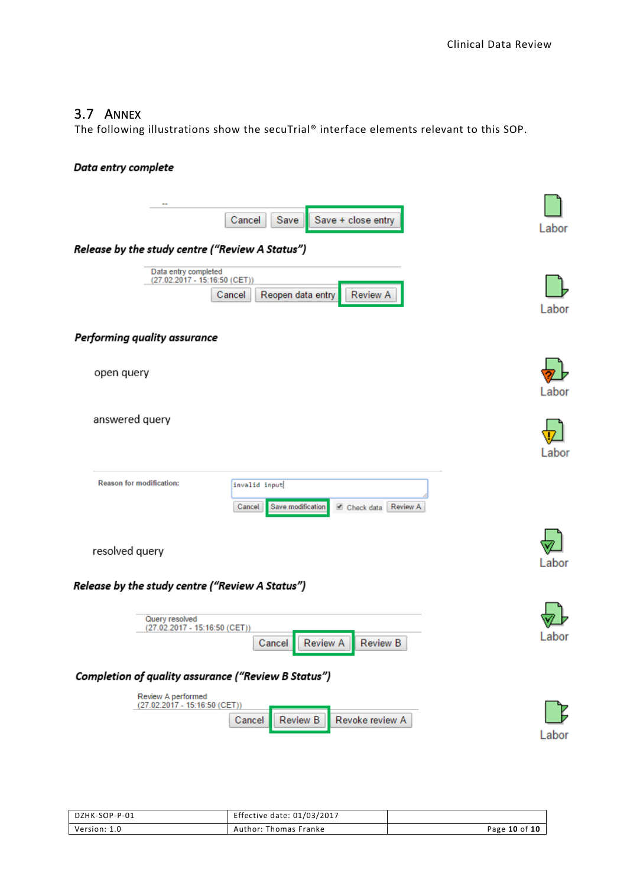## 3.7 Annex

The following illustrations show the secuTrial® interface elements relevant to this SOP.

***Data entry complete***

Cancel Save Save + close entry

Labor

***Release by the study centre ("Review A Status")***

Data entry completed
(27.02.2017 - 15:16:50 (CET))

Cancel Reopen data entry Review A

Labor

***Performing quality assurance***

open query

Labor

answered query

Labor

Reason for modification: invalid input

Cancel Save modification Check data Review A

resolved query

Labor

***Release by the study centre ("Review A Status")***

Query resolved
(27.02.2017 - 15:16:50 (CET))

Cancel Review A Review B

Labor

***Completion of quality assurance ("Review B Status")***

Review A performed
(27.02.2017 - 15:16:50 (CET))

Cancel Review B Revoke review A

Labor

| | | |
|---|---|---|
| DZHK-SOP-P-01 | Effective date: 01/03/2017 | |
| Version: 1.0 | Author: Thomas Franke | |